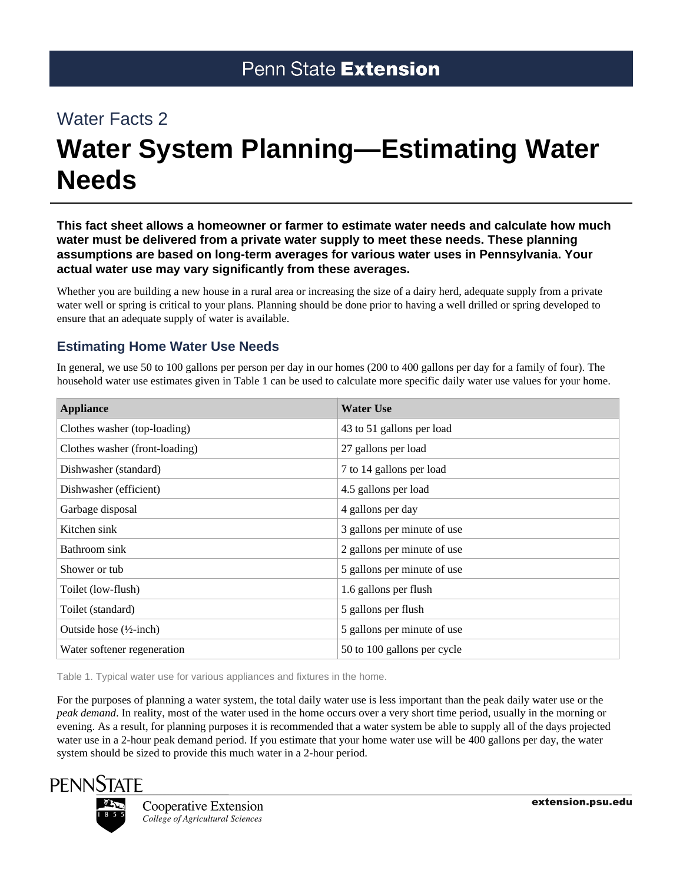Water Facts 2

# Water System Planning—Estimating Water Needs

**This fact sheet allows a homeowner or farmer to estimate water needs and calculate how much water must be delivered from a private water supply to meet these needs. These planning assumptions are based on long-term averages for various water uses in Pennsylvania. Your actual water use may vary significantly from these averages.**

Whether you are building a new house in a rural area or increasing the size of a dairy herd, adequate supply from a private water well or spring is critical to your plans. Planning should be done prior to having a well drilled or spring developed to ensure that an adequate supply of water is available.

## Estimating Home Water Use Needs

In general, we use 50 to 100 gallons per person per day in our homes (200 to 400 gallons per day for a family of four). The household water use estimates given in Table 1 can be used to calculate more specific daily water use values for your home.

| Appliance | Water Use |
|---|---|
| Clothes washer (top-loading) | 43 to 51 gallons per load |
| Clothes washer (front-loading) | 27 gallons per load |
| Dishwasher (standard) | 7 to 14 gallons per load |
| Dishwasher (efficient) | 4.5 gallons per load |
| Garbage disposal | 4 gallons per day |
| Kitchen sink | 3 gallons per minute of use |
| Bathroom sink | 2 gallons per minute of use |
| Shower or tub | 5 gallons per minute of use |
| Toilet (low-flush) | 1.6 gallons per flush |
| Toilet (standard) | 5 gallons per flush |
| Outside hose (½-inch) | 5 gallons per minute of use |
| Water softener regeneration | 50 to 100 gallons per cycle |

Table 1. Typical water use for various appliances and fixtures in the home.

For the purposes of planning a water system, the total daily water use is less important than the peak daily water use or the *peak demand*. In reality, most of the water used in the home occurs over a very short time period, usually in the morning or evening. As a result, for planning purposes it is recommended that a water system be able to supply all of the days projected water use in a 2-hour peak demand period. If you estimate that your home water use will be 400 gallons per day, the water system should be sized to provide this much water in a 2-hour period.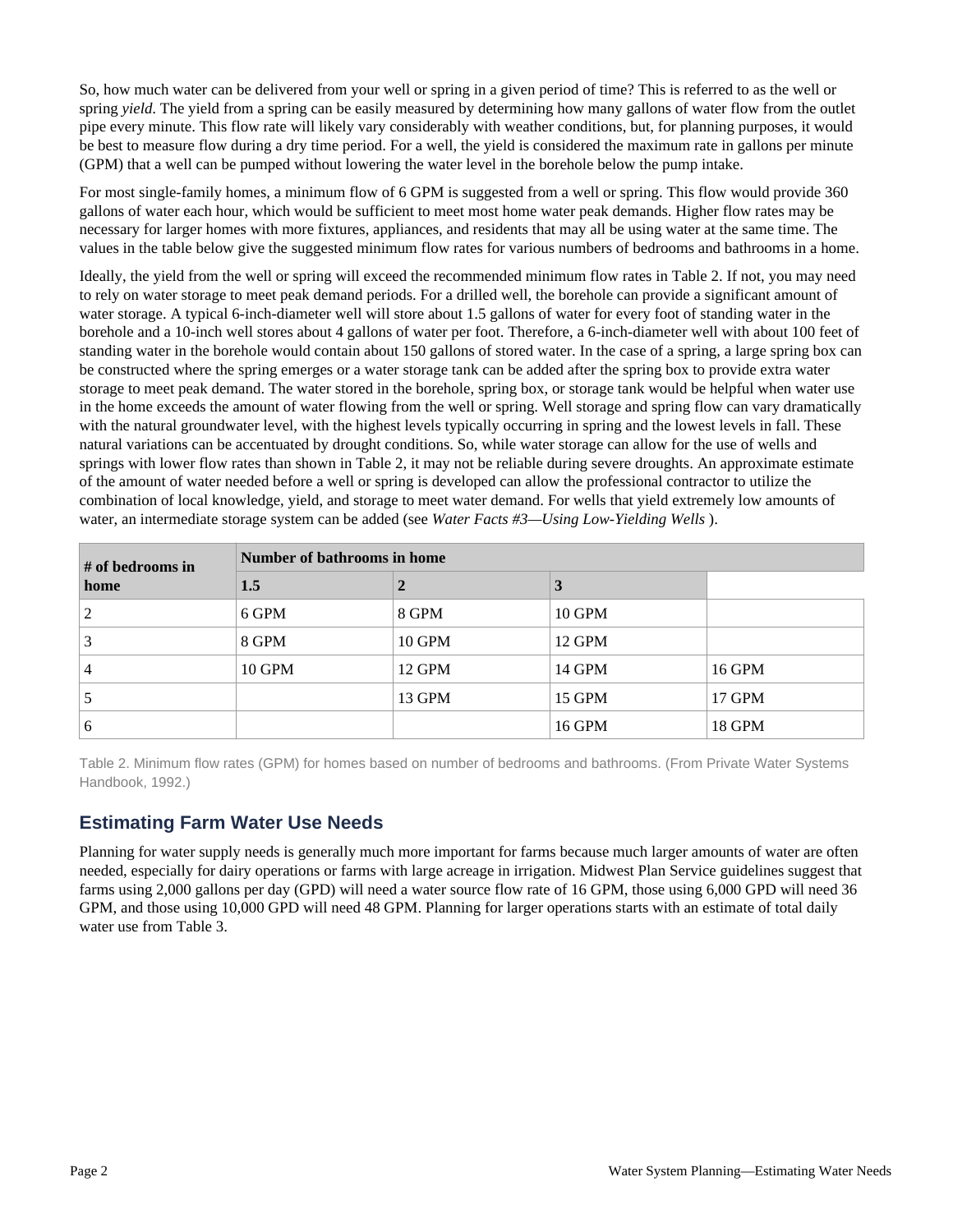So, how much water can be delivered from your well or spring in a given period of time? This is referred to as the well or spring *yield.* The yield from a spring can be easily measured by determining how many gallons of water flow from the outlet pipe every minute. This flow rate will likely vary considerably with weather conditions, but, for planning purposes, it would be best to measure flow during a dry time period. For a well, the yield is considered the maximum rate in gallons per minute (GPM) that a well can be pumped without lowering the water level in the borehole below the pump intake.

For most single-family homes, a minimum flow of 6 GPM is suggested from a well or spring. This flow would provide 360 gallons of water each hour, which would be sufficient to meet most home water peak demands. Higher flow rates may be necessary for larger homes with more fixtures, appliances, and residents that may all be using water at the same time. The values in the table below give the suggested minimum flow rates for various numbers of bedrooms and bathrooms in a home.

Ideally, the yield from the well or spring will exceed the recommended minimum flow rates in Table 2. If not, you may need to rely on water storage to meet peak demand periods. For a drilled well, the borehole can provide a significant amount of water storage. A typical 6-inch-diameter well will store about 1.5 gallons of water for every foot of standing water in the borehole and a 10-inch well stores about 4 gallons of water per foot. Therefore, a 6-inch-diameter well with about 100 feet of standing water in the borehole would contain about 150 gallons of stored water. In the case of a spring, a large spring box can be constructed where the spring emerges or a water storage tank can be added after the spring box to provide extra water storage to meet peak demand. The water stored in the borehole, spring box, or storage tank would be helpful when water use in the home exceeds the amount of water flowing from the well or spring. Well storage and spring flow can vary dramatically with the natural groundwater level, with the highest levels typically occurring in spring and the lowest levels in fall. These natural variations can be accentuated by drought conditions. So, while water storage can allow for the use of wells and springs with lower flow rates than shown in Table 2, it may not be reliable during severe droughts. An approximate estimate of the amount of water needed before a well or spring is developed can allow the professional contractor to utilize the combination of local knowledge, yield, and storage to meet water demand. For wells that yield extremely low amounts of water, an intermediate storage system can be added (see *Water Facts #3—Using Low-Yielding Wells* ).

| # of bedrooms in home | Number of bathrooms in home | | | |
|---|---|---|---|---|
| | 1.5 | 2 | 3 | |
| 2 | 6 GPM | 8 GPM | 10 GPM | |
| 3 | 8 GPM | 10 GPM | 12 GPM | |
| 4 | 10 GPM | 12 GPM | 14 GPM | 16 GPM |
| 5 | | 13 GPM | 15 GPM | 17 GPM |
| 6 | | | 16 GPM | 18 GPM |

Table 2. Minimum flow rates (GPM) for homes based on number of bedrooms and bathrooms. (From Private Water Systems Handbook, 1992.)

## Estimating Farm Water Use Needs

Planning for water supply needs is generally much more important for farms because much larger amounts of water are often needed, especially for dairy operations or farms with large acreage in irrigation. Midwest Plan Service guidelines suggest that farms using 2,000 gallons per day (GPD) will need a water source flow rate of 16 GPM, those using 6,000 GPD will need 36 GPM, and those using 10,000 GPD will need 48 GPM. Planning for larger operations starts with an estimate of total daily water use from Table 3.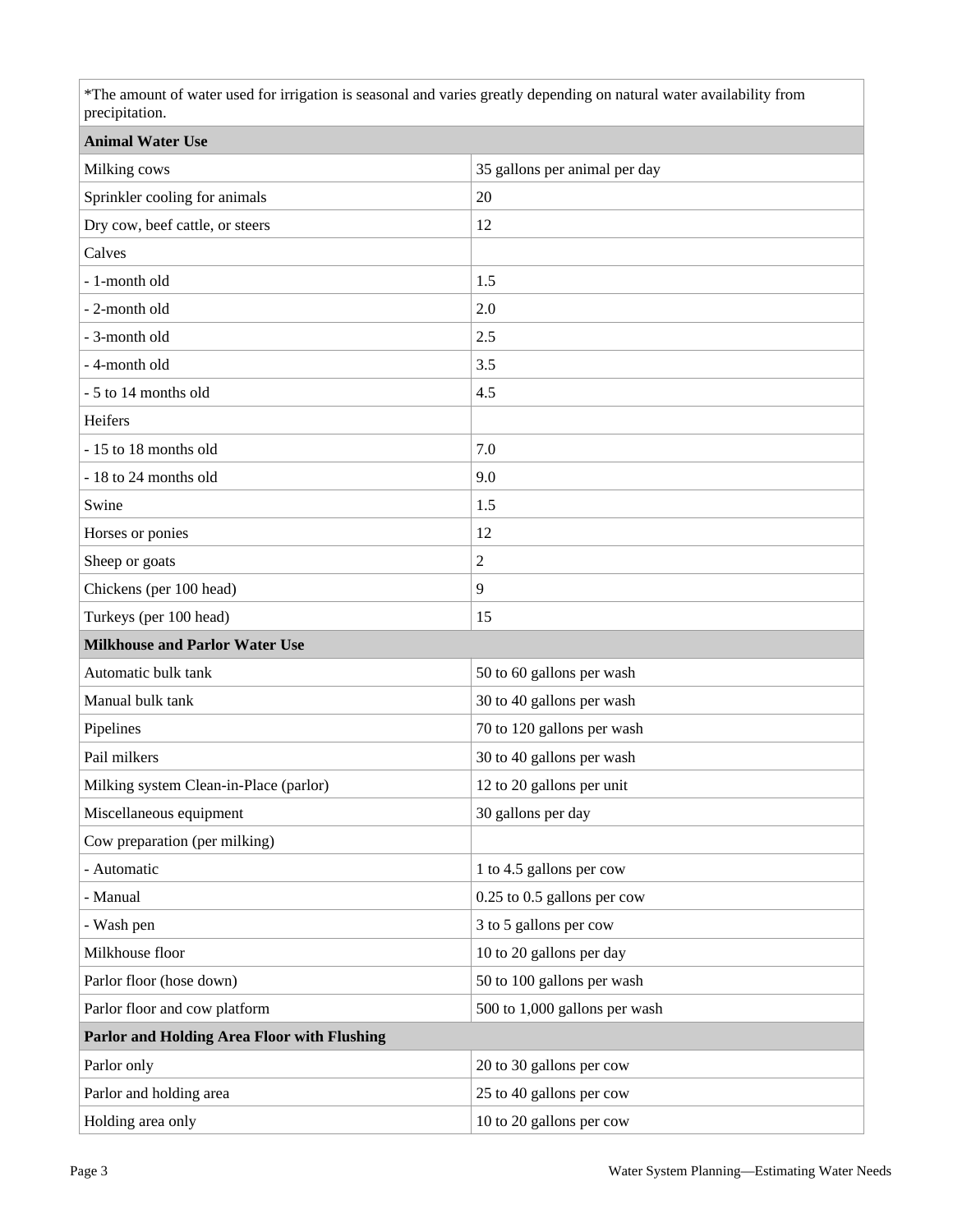| *The amount of water used for irrigation is seasonal and varies greatly depending on natural water availability from precipitation. | |
|---|---|
| **Animal Water Use** | |
| Milking cows | 35 gallons per animal per day |
| Sprinkler cooling for animals | 20 |
| Dry cow, beef cattle, or steers | 12 |
| Calves | |
| - 1-month old | 1.5 |
| - 2-month old | 2.0 |
| - 3-month old | 2.5 |
| - 4-month old | 3.5 |
| - 5 to 14 months old | 4.5 |
| Heifers | |
| - 15 to 18 months old | 7.0 |
| - 18 to 24 months old | 9.0 |
| Swine | 1.5 |
| Horses or ponies | 12 |
| Sheep or goats | 2 |
| Chickens (per 100 head) | 9 |
| Turkeys (per 100 head) | 15 |
| **Milkhouse and Parlor Water Use** | |
| Automatic bulk tank | 50 to 60 gallons per wash |
| Manual bulk tank | 30 to 40 gallons per wash |
| Pipelines | 70 to 120 gallons per wash |
| Pail milkers | 30 to 40 gallons per wash |
| Milking system Clean-in-Place (parlor) | 12 to 20 gallons per unit |
| Miscellaneous equipment | 30 gallons per day |
| Cow preparation (per milking) | |
| - Automatic | 1 to 4.5 gallons per cow |
| - Manual | 0.25 to 0.5 gallons per cow |
| - Wash pen | 3 to 5 gallons per cow |
| Milkhouse floor | 10 to 20 gallons per day |
| Parlor floor (hose down) | 50 to 100 gallons per wash |
| Parlor floor and cow platform | 500 to 1,000 gallons per wash |
| **Parlor and Holding Area Floor with Flushing** | |
| Parlor only | 20 to 30 gallons per cow |
| Parlor and holding area | 25 to 40 gallons per cow |
| Holding area only | 10 to 20 gallons per cow |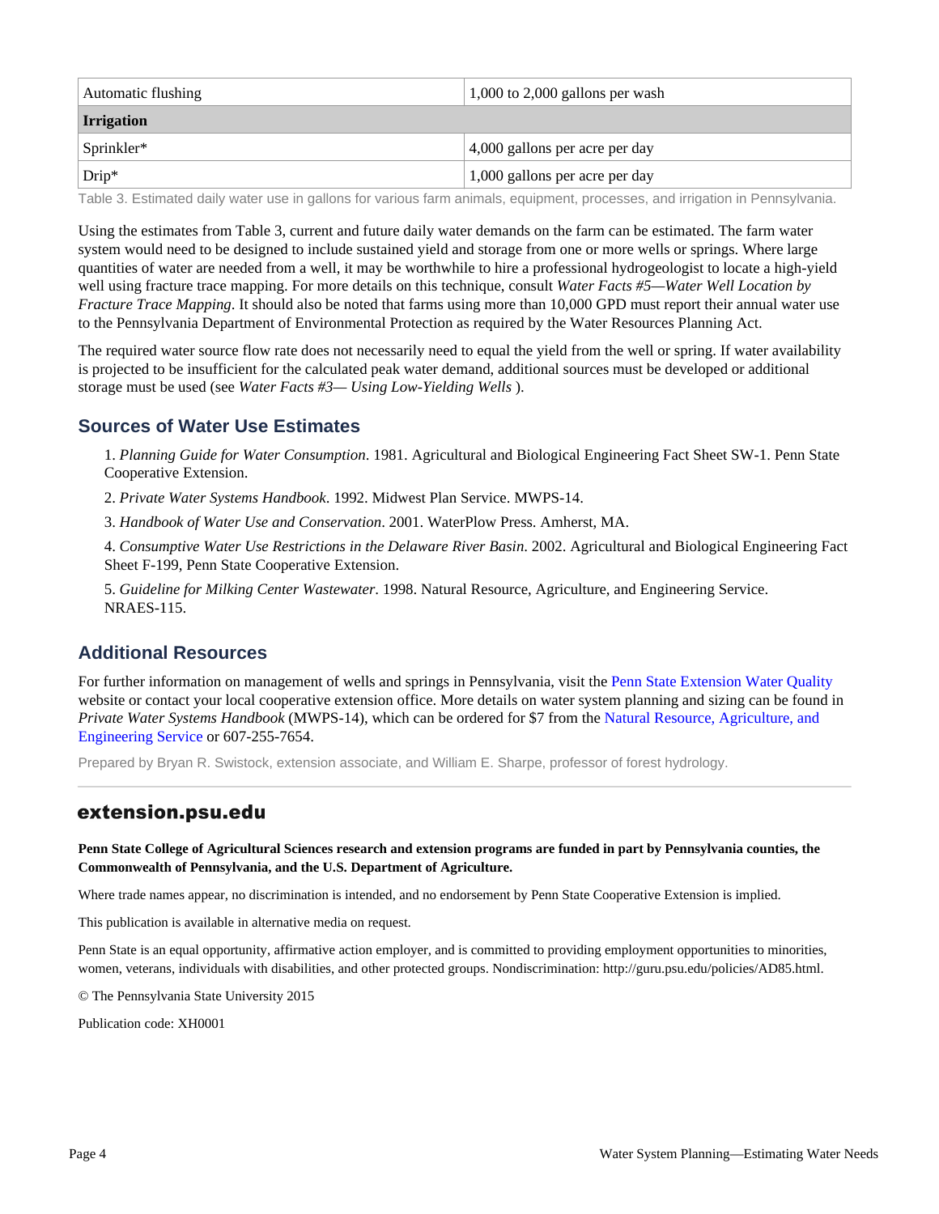| | |
|---|---|
| Automatic flushing | 1,000 to 2,000 gallons per wash |
| **Irrigation** | |
| Sprinkler* | 4,000 gallons per acre per day |
| Drip* | 1,000 gallons per acre per day |

Table 3. Estimated daily water use in gallons for various farm animals, equipment, processes, and irrigation in Pennsylvania.

Using the estimates from Table 3, current and future daily water demands on the farm can be estimated. The farm water system would need to be designed to include sustained yield and storage from one or more wells or springs. Where large quantities of water are needed from a well, it may be worthwhile to hire a professional hydrogeologist to locate a high-yield well using fracture trace mapping. For more details on this technique, consult *Water Facts #5—Water Well Location by Fracture Trace Mapping*. It should also be noted that farms using more than 10,000 GPD must report their annual water use to the Pennsylvania Department of Environmental Protection as required by the Water Resources Planning Act.

The required water source flow rate does not necessarily need to equal the yield from the well or spring. If water availability is projected to be insufficient for the calculated peak water demand, additional sources must be developed or additional storage must be used (see *Water Facts #3— Using Low-Yielding Wells* ).

## Sources of Water Use Estimates

1. *Planning Guide for Water Consumption*. 1981. Agricultural and Biological Engineering Fact Sheet SW-1. Penn State Cooperative Extension.

2. *Private Water Systems Handbook*. 1992. Midwest Plan Service. MWPS-14.

3. *Handbook of Water Use and Conservation*. 2001. WaterPlow Press. Amherst, MA.

4. *Consumptive Water Use Restrictions in the Delaware River Basin*. 2002. Agricultural and Biological Engineering Fact Sheet F-199, Penn State Cooperative Extension.

5. *Guideline for Milking Center Wastewater*. 1998. Natural Resource, Agriculture, and Engineering Service. NRAES-115.

## Additional Resources

For further information on management of wells and springs in Pennsylvania, visit the Penn State Extension Water Quality website or contact your local cooperative extension office. More details on water system planning and sizing can be found in *Private Water Systems Handbook* (MWPS-14), which can be ordered for $7 from the Natural Resource, Agriculture, and Engineering Service or 607-255-7654.

Prepared by Bryan R. Swistock, extension associate, and William E. Sharpe, professor of forest hydrology.

**extension.psu.edu**

**Penn State College of Agricultural Sciences research and extension programs are funded in part by Pennsylvania counties, the Commonwealth of Pennsylvania, and the U.S. Department of Agriculture.**

Where trade names appear, no discrimination is intended, and no endorsement by Penn State Cooperative Extension is implied.

This publication is available in alternative media on request.

Penn State is an equal opportunity, affirmative action employer, and is committed to providing employment opportunities to minorities, women, veterans, individuals with disabilities, and other protected groups. Nondiscrimination: http://guru.psu.edu/policies/AD85.html.

© The Pennsylvania State University 2015

Publication code: XH0001